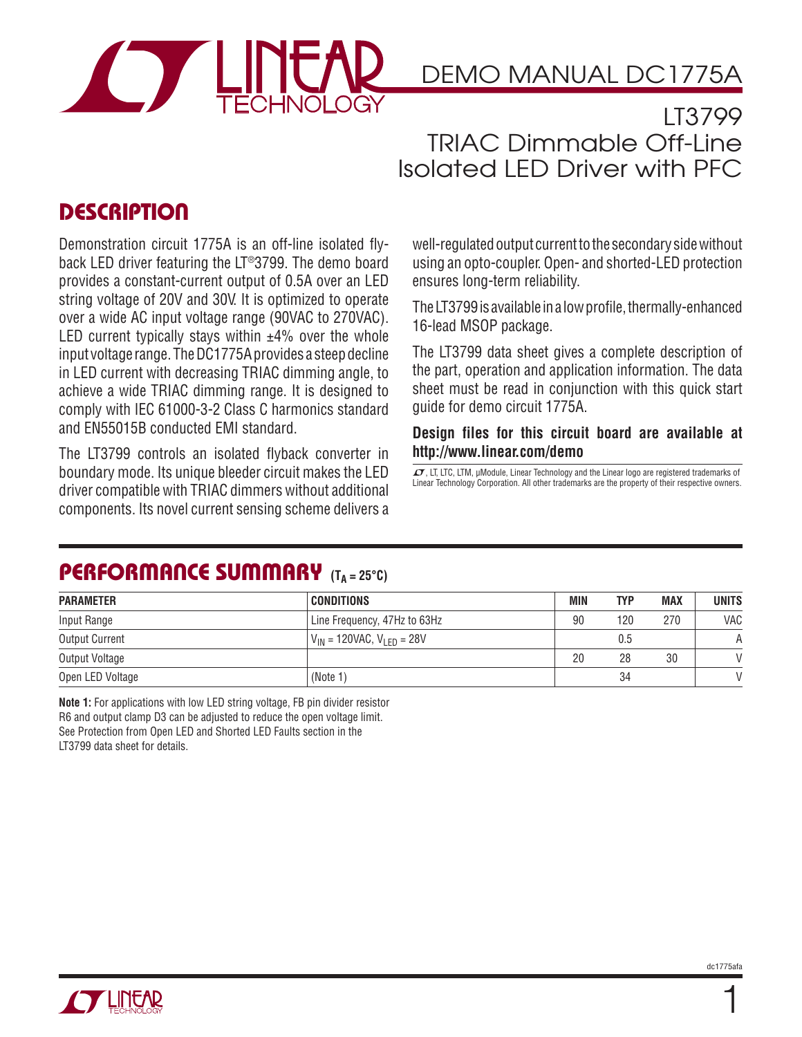# DEMO MANUAL DC1775A

## LT3799 TRIAC Dimmable Off-Line Isolated LED Driver with PFC

## DESCRIPTION

Demonstration circuit 1775A is an off-line isolated flyback LED driver featuring the LT®3799. The demo board provides a constant-current output of 0.5A over an LED string voltage of 20V and 30V. It is optimized to operate over a wide AC input voltage range (90VAC to 270VAC). LED current typically stays within ±4% over the whole input voltage range. The DC1775A provides a steep decline in LED current with decreasing TRIAC dimming angle, to achieve a wide TRIAC dimming range. It is designed to comply with IEC 61000-3-2 Class C harmonics standard and EN55015B conducted EMI standard.

The LT3799 controls an isolated flyback converter in boundary mode. Its unique bleeder circuit makes the LED driver compatible with TRIAC dimmers without additional components. Its novel current sensing scheme delivers a well-regulated output current to the secondary side without using an opto-coupler. Open- and shorted-LED protection ensures long-term reliability.

The LT3799 is available in a low profile, thermally-enhanced 16-lead MSOP package.

The LT3799 data sheet gives a complete description of the part, operation and application information. The data sheet must be read in conjunction with this quick start guide for demo circuit 1775A.

**Design files for this circuit board are available at http://www.linear.com/demo**

LT, LTC, LTM, μModule, Linear Technology and the Linear logo are registered trademarks of Linear Technology Corporation. All other trademarks are the property of their respective owners.

## PERFORMANCE SUMMARY ($T_A = 25°C$)

| PARAMETER | CONDITIONS | MIN | TYP | MAX | UNITS |
|---|---|---|---|---|---|
| Input Range | Line Frequency, 47Hz to 63Hz | 90 | 120 | 270 | VAC |
| Output Current | $V_{IN}$ = 120VAC, $V_{LED}$ = 28V | | 0.5 | | A |
| Output Voltage | | 20 | 28 | 30 | V |
| Open LED Voltage | (Note 1) | | 34 | | V |

**Note 1:** For applications with low LED string voltage, FB pin divider resistor R6 and output clamp D3 can be adjusted to reduce the open voltage limit. See Protection from Open LED and Shorted LED Faults section in the LT3799 data sheet for details.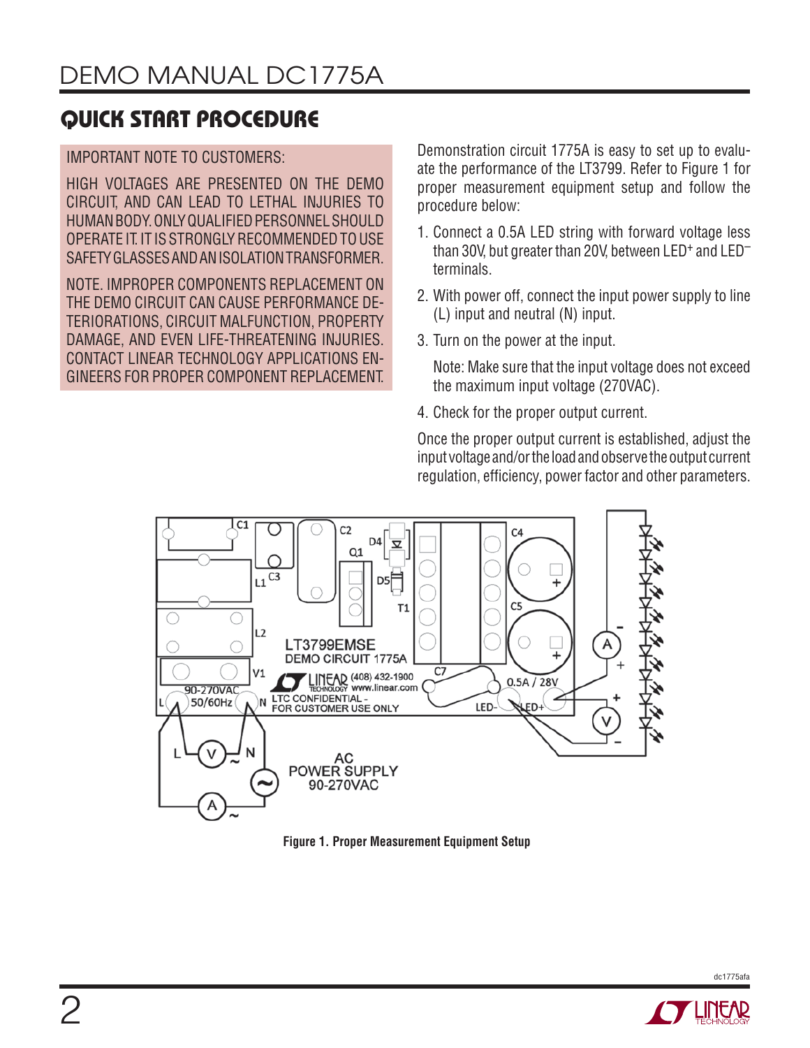## QUICK START PROCEDURE

IMPORTANT NOTE TO CUSTOMERS:

HIGH VOLTAGES ARE PRESENTED ON THE DEMO CIRCUIT, AND CAN LEAD TO LETHAL INJURIES TO HUMAN BODY. ONLY QUALIFIED PERSONNEL SHOULD OPERATE IT. IT IS STRONGLY RECOMMENDED TO USE SAFETY GLASSES AND AN ISOLATION TRANSFORMER.

NOTE. IMPROPER COMPONENTS REPLACEMENT ON THE DEMO CIRCUIT CAN CAUSE PERFORMANCE DETERIORATIONS, CIRCUIT MALFUNCTION, PROPERTY DAMAGE, AND EVEN LIFE-THREATENING INJURIES. CONTACT LINEAR TECHNOLOGY APPLICATIONS ENGINEERS FOR PROPER COMPONENT REPLACEMENT.

Demonstration circuit 1775A is easy to set up to evaluate the performance of the LT3799. Refer to Figure 1 for proper measurement equipment setup and follow the procedure below:

1. Connect a 0.5A LED string with forward voltage less than 30V, but greater than 20V, between LED+ and LED– terminals.
2. With power off, connect the input power supply to line (L) input and neutral (N) input.
3. Turn on the power at the input.

   Note: Make sure that the input voltage does not exceed the maximum input voltage (270VAC).

4. Check for the proper output current.

Once the proper output current is established, adjust the input voltage and/or the load and observe the output current regulation, efficiency, power factor and other parameters.

**Figure 1. Proper Measurement Equipment Setup**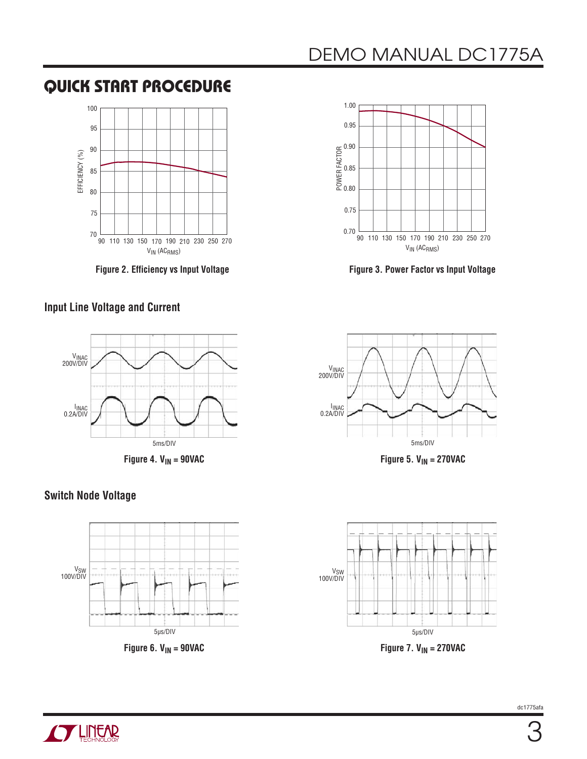## QUICK START PROCEDURE

Figure 2. Efficiency vs Input Voltage

Figure 3. Power Factor vs Input Voltage

### Input Line Voltage and Current

Figure 4. $V_{IN}$ = 90VAC

Figure 5. $V_{IN}$ = 270VAC

### Switch Node Voltage

Figure 6. $V_{IN}$ = 90VAC

Figure 7. $V_{IN}$ = 270VAC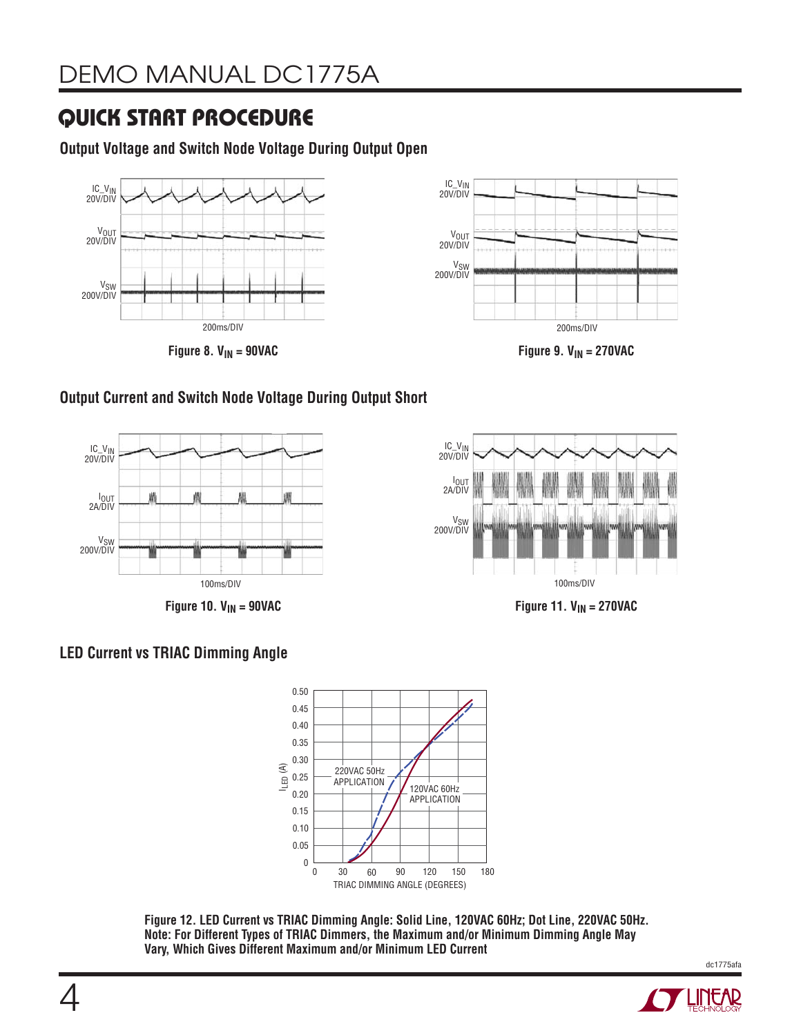## QUICK START PROCEDURE

### Output Voltage and Switch Node Voltage During Output Open

Figure 8. $V_{IN}$ = 90VAC

Figure 9. $V_{IN}$ = 270VAC

### Output Current and Switch Node Voltage During Output Short

Figure 10. $V_{IN}$ = 90VAC

Figure 11. $V_{IN}$ = 270VAC

### LED Current vs TRIAC Dimming Angle

Figure 12. LED Current vs TRIAC Dimming Angle: Solid Line, 120VAC 60Hz; Dot Line, 220VAC 50Hz. Note: For Different Types of TRIAC Dimmers, the Maximum and/or Minimum Dimming Angle May Vary, Which Gives Different Maximum and/or Minimum LED Current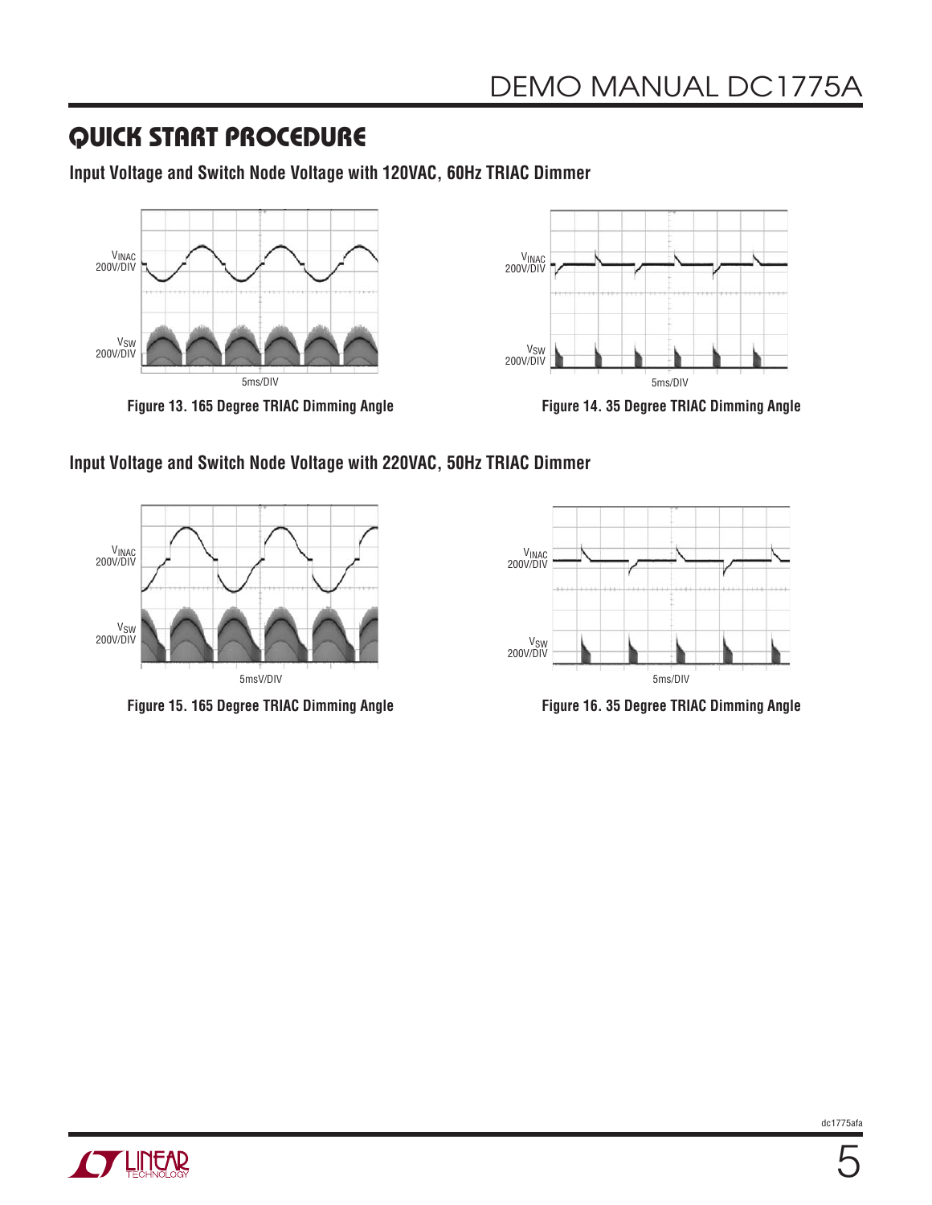## QUICK START PROCEDURE

**Input Voltage and Switch Node Voltage with 120VAC, 60Hz TRIAC Dimmer**

$V_{INAC}$ 200V/DIV

$V_{SW}$ 200V/DIV

5ms/DIV

Figure 13. 165 Degree TRIAC Dimming Angle

$V_{INAC}$ 200V/DIV

$V_{SW}$ 200V/DIV

5ms/DIV

Figure 14. 35 Degree TRIAC Dimming Angle

**Input Voltage and Switch Node Voltage with 220VAC, 50Hz TRIAC Dimmer**

$V_{INAC}$ 200V/DIV

$V_{SW}$ 200V/DIV

5msV/DIV

Figure 15. 165 Degree TRIAC Dimming Angle

$V_{INAC}$ 200V/DIV

$V_{SW}$ 200V/DIV

5ms/DIV

Figure 16. 35 Degree TRIAC Dimming Angle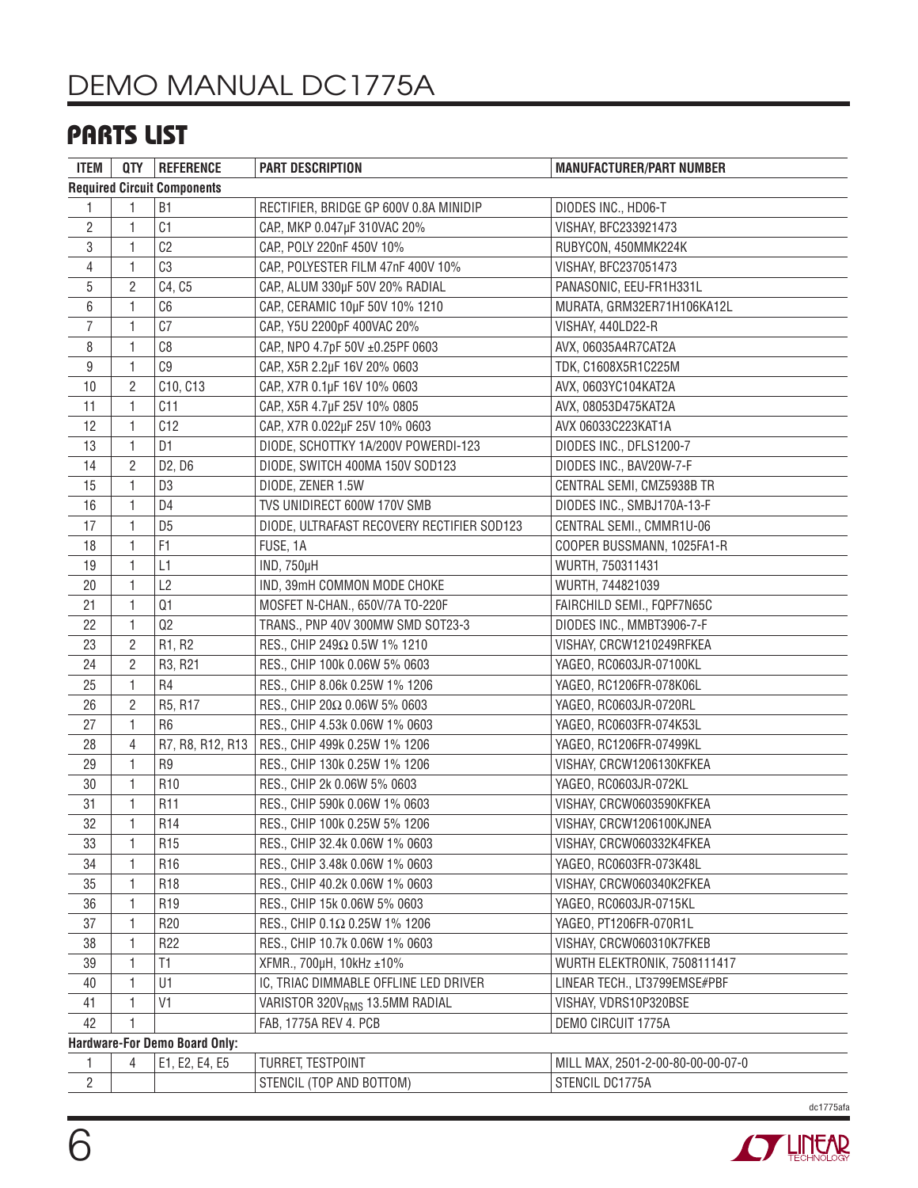## PARTS LIST

| ITEM | QTY | REFERENCE | PART DESCRIPTION | MANUFACTURER/PART NUMBER |
|---|---|---|---|---|
| **Required Circuit Components** | | | | |
| 1 | 1 | B1 | RECTIFIER, BRIDGE GP 600V 0.8A MINIDIP | DIODES INC., HD06-T |
| 2 | 1 | C1 | CAP., MKP 0.047µF 310VAC 20% | VISHAY, BFC233921473 |
| 3 | 1 | C2 | CAP., POLY 220nF 450V 10% | RUBYCON, 450MMK224K |
| 4 | 1 | C3 | CAP., POLYESTER FILM 47nF 400V 10% | VISHAY, BFC237051473 |
| 5 | 2 | C4, C5 | CAP., ALUM 330µF 50V 20% RADIAL | PANASONIC, EEU-FR1H331L |
| 6 | 1 | C6 | CAP., CERAMIC 10µF 50V 10% 1210 | MURATA, GRM32ER71H106KA12L |
| 7 | 1 | C7 | CAP., Y5U 2200pF 400VAC 20% | VISHAY, 440LD22-R |
| 8 | 1 | C8 | CAP., NPO 4.7pF 50V ±0.25PF 0603 | AVX, 06035A4R7CAT2A |
| 9 | 1 | C9 | CAP., X5R 2.2µF 16V 20% 0603 | TDK, C1608X5R1C225M |
| 10 | 2 | C10, C13 | CAP., X7R 0.1µF 16V 10% 0603 | AVX, 0603YC104KAT2A |
| 11 | 1 | C11 | CAP., X5R 4.7µF 25V 10% 0805 | AVX, 08053D475KAT2A |
| 12 | 1 | C12 | CAP., X7R 0.022µF 25V 10% 0603 | AVX 06033C223KAT1A |
| 13 | 1 | D1 | DIODE, SCHOTTKY 1A/200V POWERDI-123 | DIODES INC., DFLS1200-7 |
| 14 | 2 | D2, D6 | DIODE, SWITCH 400MA 150V SOD123 | DIODES INC., BAV20W-7-F |
| 15 | 1 | D3 | DIODE, ZENER 1.5W | CENTRAL SEMI, CMZ5938B TR |
| 16 | 1 | D4 | TVS UNIDIRECT 600W 170V SMB | DIODES INC., SMBJ170A-13-F |
| 17 | 1 | D5 | DIODE, ULTRAFAST RECOVERY RECTIFIER SOD123 | CENTRAL SEMI., CMMR1U-06 |
| 18 | 1 | F1 | FUSE, 1A | COOPER BUSSMANN, 1025FA1-R |
| 19 | 1 | L1 | IND, 750µH | WURTH, 750311431 |
| 20 | 1 | L2 | IND, 39mH COMMON MODE CHOKE | WURTH, 744821039 |
| 21 | 1 | Q1 | MOSFET N-CHAN., 650V/7A TO-220F | FAIRCHILD SEMI., FQPF7N65C |
| 22 | 1 | Q2 | TRANS., PNP 40V 300MW SMD SOT23-3 | DIODES INC., MMBT3906-7-F |
| 23 | 2 | R1, R2 | RES., CHIP 249Ω 0.5W 1% 1210 | VISHAY, CRCW1210249RFKEA |
| 24 | 2 | R3, R21 | RES., CHIP 100k 0.06W 5% 0603 | YAGEO, RC0603JR-07100KL |
| 25 | 1 | R4 | RES., CHIP 8.06k 0.25W 1% 1206 | YAGEO, RC1206FR-078K06L |
| 26 | 2 | R5, R17 | RES., CHIP 20Ω 0.06W 5% 0603 | YAGEO, RC0603JR-0720RL |
| 27 | 1 | R6 | RES., CHIP 4.53k 0.06W 1% 0603 | YAGEO, RC0603FR-074K53L |
| 28 | 4 | R7, R8, R12, R13 | RES., CHIP 499k 0.25W 1% 1206 | YAGEO, RC1206FR-07499KL |
| 29 | 1 | R9 | RES., CHIP 130k 0.25W 1% 1206 | VISHAY, CRCW1206130KFKEA |
| 30 | 1 | R10 | RES., CHIP 2k 0.06W 5% 0603 | YAGEO, RC0603JR-072KL |
| 31 | 1 | R11 | RES., CHIP 590k 0.06W 1% 0603 | VISHAY, CRCW0603590KFKEA |
| 32 | 1 | R14 | RES., CHIP 100k 0.25W 5% 1206 | VISHAY, CRCW1206100KJNEA |
| 33 | 1 | R15 | RES., CHIP 32.4k 0.06W 1% 0603 | VISHAY, CRCW060332K4FKEA |
| 34 | 1 | R16 | RES., CHIP 3.48k 0.06W 1% 0603 | YAGEO, RC0603FR-073K48L |
| 35 | 1 | R18 | RES., CHIP 40.2k 0.06W 1% 0603 | VISHAY, CRCW060340K2FKEA |
| 36 | 1 | R19 | RES., CHIP 15k 0.06W 5% 0603 | YAGEO, RC0603JR-0715KL |
| 37 | 1 | R20 | RES., CHIP 0.1Ω 0.25W 1% 1206 | YAGEO, PT1206FR-070R1L |
| 38 | 1 | R22 | RES., CHIP 10.7k 0.06W 1% 0603 | VISHAY, CRCW060310K7FKEB |
| 39 | 1 | T1 | XFMR., 700µH, 10kHz ±10% | WURTH ELEKTRONIK, 7508111417 |
| 40 | 1 | U1 | IC, TRIAC DIMMABLE OFFLINE LED DRIVER | LINEAR TECH., LT3799EMSE#PBF |
| 41 | 1 | V1 | VARISTOR 320$V_{RMS}$ 13.5MM RADIAL | VISHAY, VDRS10P320BSE |
| 42 | 1 | | FAB, 1775A REV 4. PCB | DEMO CIRCUIT 1775A |
| **Hardware-For Demo Board Only:** | | | | |
| 1 | 4 | E1, E2, E4, E5 | TURRET, TESTPOINT | MILL MAX, 2501-2-00-80-00-00-07-0 |
| 2 | | | STENCIL (TOP AND BOTTOM) | STENCIL DC1775A |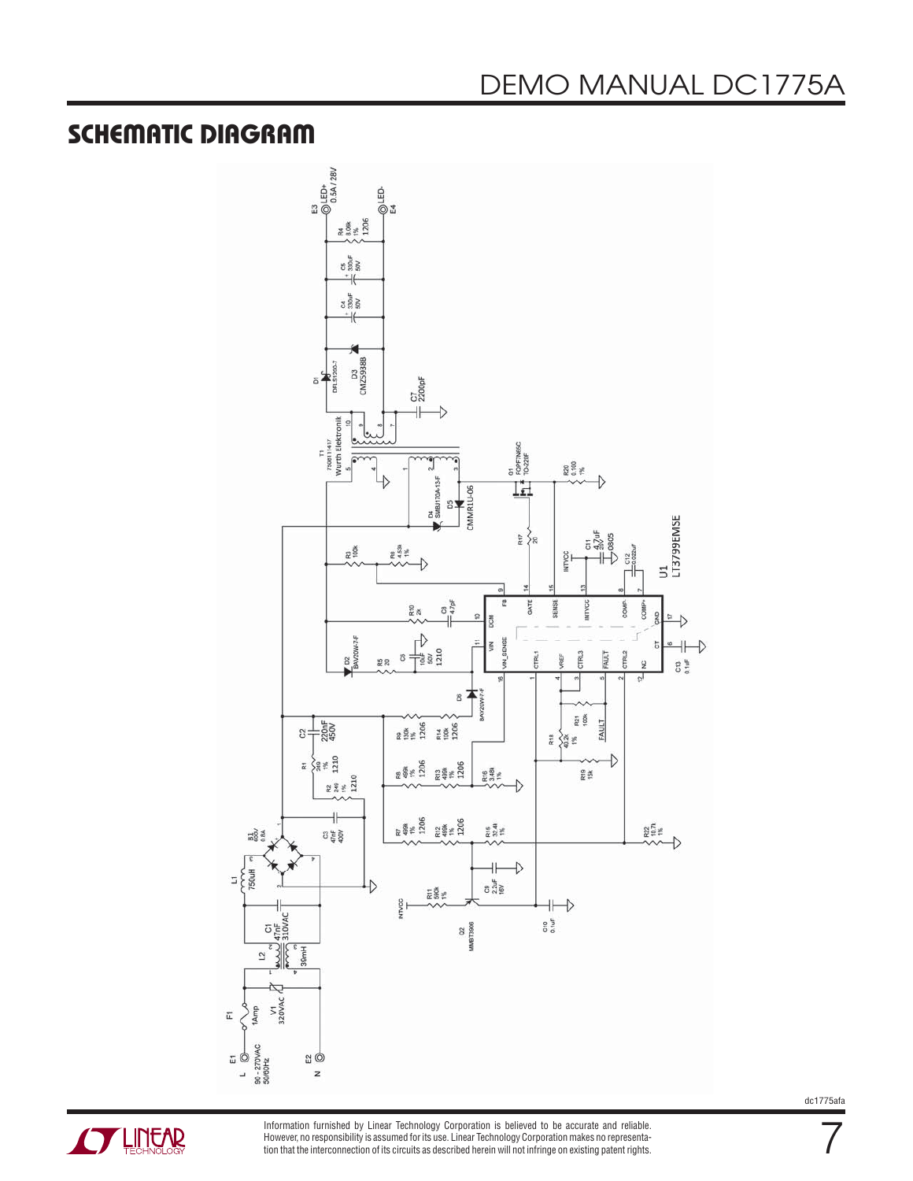## SCHEMATIC DIAGRAM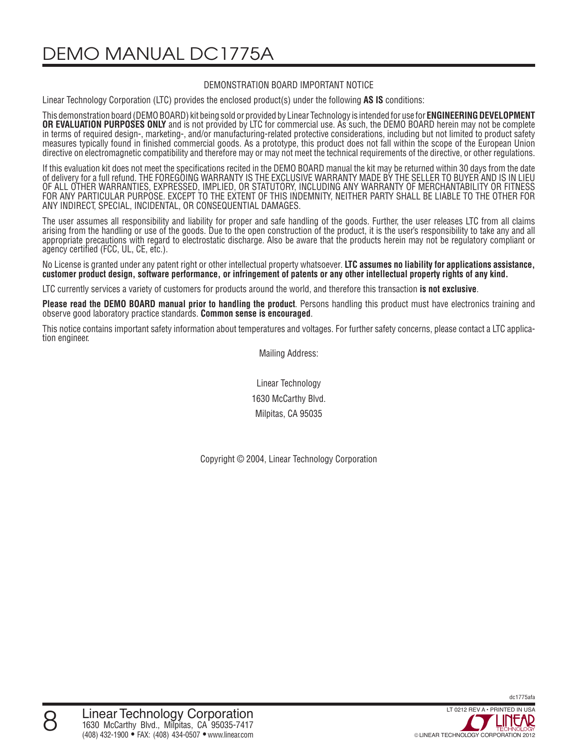## DEMONSTRATION BOARD IMPORTANT NOTICE

Linear Technology Corporation (LTC) provides the enclosed product(s) under the following **AS IS** conditions:

This demonstration board (DEMO BOARD) kit being sold or provided by Linear Technology is intended for use for **ENGINEERING DEVELOPMENT OR EVALUATION PURPOSES ONLY** and is not provided by LTC for commercial use. As such, the DEMO BOARD herein may not be complete in terms of required design-, marketing-, and/or manufacturing-related protective considerations, including but not limited to product safety measures typically found in finished commercial goods. As a prototype, this product does not fall within the scope of the European Union directive on electromagnetic compatibility and therefore may or may not meet the technical requirements of the directive, or other regulations.

If this evaluation kit does not meet the specifications recited in the DEMO BOARD manual the kit may be returned within 30 days from the date of delivery for a full refund. THE FOREGOING WARRANTY IS THE EXCLUSIVE WARRANTY MADE BY THE SELLER TO BUYER AND IS IN LIEU OF ALL OTHER WARRANTIES, EXPRESSED, IMPLIED, OR STATUTORY, INCLUDING ANY WARRANTY OF MERCHANTABILITY OR FITNESS FOR ANY PARTICULAR PURPOSE. EXCEPT TO THE EXTENT OF THIS INDEMNITY, NEITHER PARTY SHALL BE LIABLE TO THE OTHER FOR ANY INDIRECT, SPECIAL, INCIDENTAL, OR CONSEQUENTIAL DAMAGES.

The user assumes all responsibility and liability for proper and safe handling of the goods. Further, the user releases LTC from all claims arising from the handling or use of the goods. Due to the open construction of the product, it is the user's responsibility to take any and all appropriate precautions with regard to electrostatic discharge. Also be aware that the products herein may not be regulatory compliant or agency certified (FCC, UL, CE, etc.).

No License is granted under any patent right or other intellectual property whatsoever. **LTC assumes no liability for applications assistance, customer product design, software performance, or infringement of patents or any other intellectual property rights of any kind.**

LTC currently services a variety of customers for products around the world, and therefore this transaction **is not exclusive**.

**Please read the DEMO BOARD manual prior to handling the product**. Persons handling this product must have electronics training and observe good laboratory practice standards. **Common sense is encouraged**.

This notice contains important safety information about temperatures and voltages. For further safety concerns, please contact a LTC application engineer.

Mailing Address:

Linear Technology
1630 McCarthy Blvd.
Milpitas, CA 95035

Copyright © 2004, Linear Technology Corporation

Linear Technology Corporation
1630 McCarthy Blvd., Milpitas, CA 95035-7417
(408) 432-1900 • FAX: (408) 434-0507 • www.linear.com

LT 0212 REV A • PRINTED IN USA

© LINEAR TECHNOLOGY CORPORATION 2012